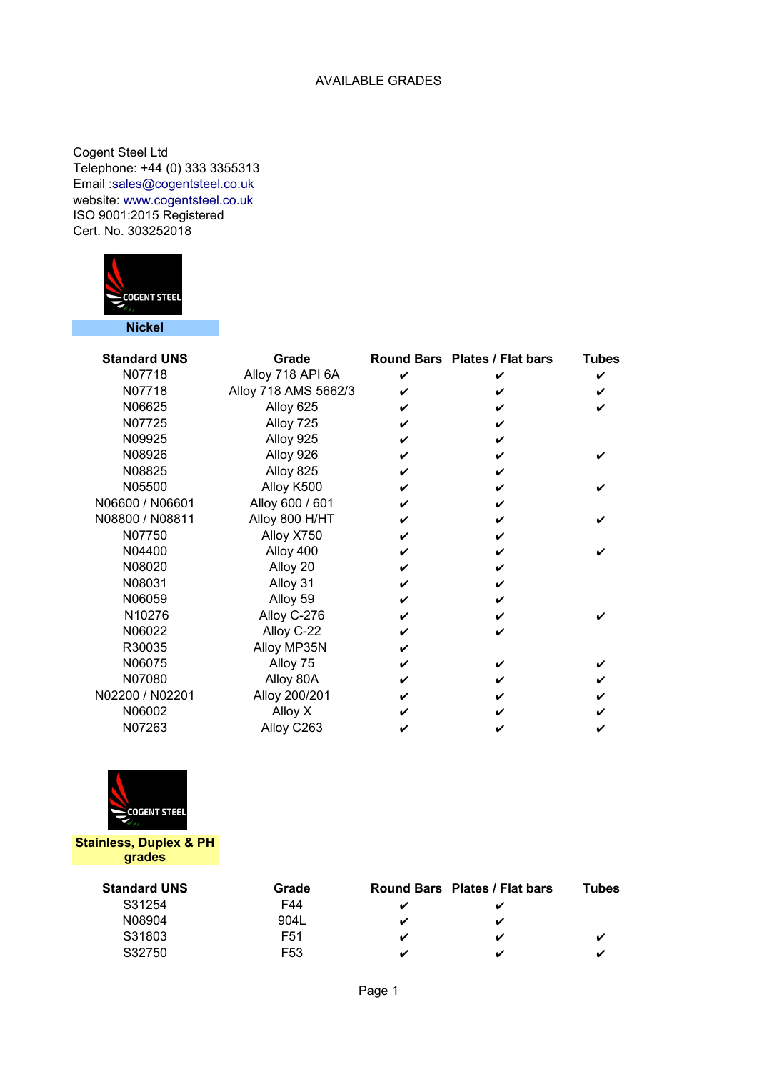# AVAILABLE GRADES

Cogent Steel Ltd
Telephone: +44 (0) 333 3355313
Email :sales@cogentsteel.co.uk
website: www.cogentsteel.co.uk
ISO 9001:2015 Registered
Cert. No. 303252018

## Nickel

| Standard UNS | Grade | Round Bars | Plates / Flat bars | Tubes |
|---|---|---|---|---|
| N07718 | Alloy 718 API 6A | ✔ | ✔ | ✔ |
| N07718 | Alloy 718 AMS 5662/3 | ✔ | ✔ | ✔ |
| N06625 | Alloy 625 | ✔ | ✔ | ✔ |
| N07725 | Alloy 725 | ✔ | ✔ | |
| N09925 | Alloy 925 | ✔ | ✔ | |
| N08926 | Alloy 926 | ✔ | ✔ | ✔ |
| N08825 | Alloy 825 | ✔ | ✔ | |
| N05500 | Alloy K500 | ✔ | ✔ | ✔ |
| N06600 / N06601 | Alloy 600 / 601 | ✔ | ✔ | |
| N08800 / N08811 | Alloy 800 H/HT | ✔ | ✔ | ✔ |
| N07750 | Alloy X750 | ✔ | ✔ | |
| N04400 | Alloy 400 | ✔ | ✔ | ✔ |
| N08020 | Alloy 20 | ✔ | ✔ | |
| N08031 | Alloy 31 | ✔ | ✔ | |
| N06059 | Alloy 59 | ✔ | ✔ | |
| N10276 | Alloy C-276 | ✔ | ✔ | ✔ |
| N06022 | Alloy C-22 | ✔ | ✔ | |
| R30035 | Alloy MP35N | ✔ | | |
| N06075 | Alloy 75 | ✔ | ✔ | ✔ |
| N07080 | Alloy 80A | ✔ | ✔ | ✔ |
| N02200 / N02201 | Alloy 200/201 | ✔ | ✔ | ✔ |
| N06002 | Alloy X | ✔ | ✔ | ✔ |
| N07263 | Alloy C263 | ✔ | ✔ | ✔ |

## Stainless, Duplex & PH grades

| Standard UNS | Grade | Round Bars | Plates / Flat bars | Tubes |
|---|---|---|---|---|
| S31254 | F44 | ✔ | ✔ | |
| N08904 | 904L | ✔ | ✔ | |
| S31803 | F51 | ✔ | ✔ | ✔ |
| S32750 | F53 | ✔ | ✔ | ✔ |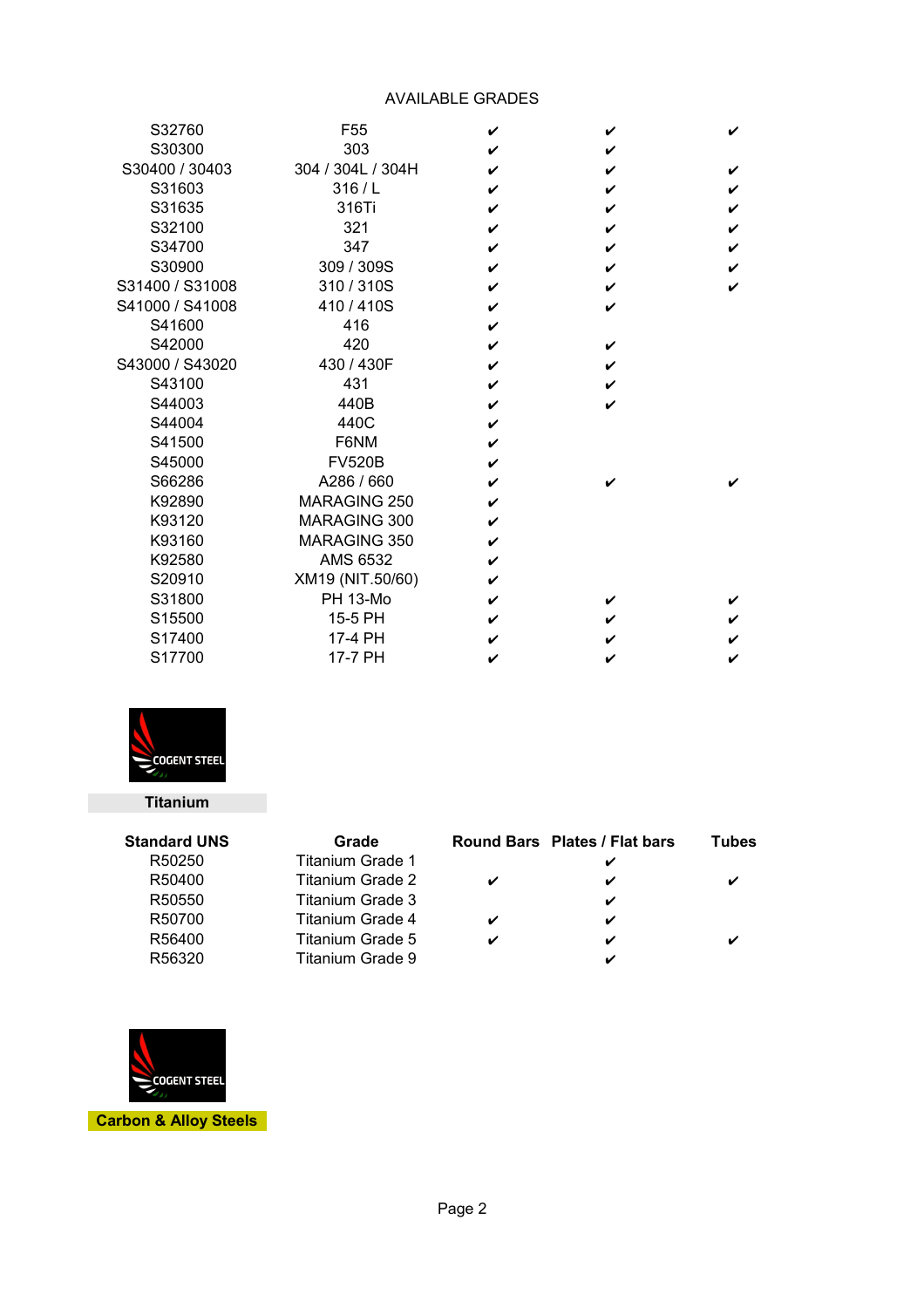AVAILABLE GRADES

| | | | | |
|---|---|---|---|---|
| S32760 | F55 | ✔ | ✔ | ✔ |
| S30300 | 303 | ✔ | ✔ | |
| S30400 / 30403 | 304 / 304L / 304H | ✔ | ✔ | ✔ |
| S31603 | 316 / L | ✔ | ✔ | ✔ |
| S31635 | 316Ti | ✔ | ✔ | ✔ |
| S32100 | 321 | ✔ | ✔ | ✔ |
| S34700 | 347 | ✔ | ✔ | ✔ |
| S30900 | 309 / 309S | ✔ | ✔ | ✔ |
| S31400 / S31008 | 310 / 310S | ✔ | ✔ | ✔ |
| S41000 / S41008 | 410 / 410S | ✔ | ✔ | |
| S41600 | 416 | ✔ | | |
| S42000 | 420 | ✔ | ✔ | |
| S43000 / S43020 | 430 / 430F | ✔ | ✔ | |
| S43100 | 431 | ✔ | ✔ | |
| S44003 | 440B | ✔ | ✔ | |
| S44004 | 440C | ✔ | | |
| S41500 | F6NM | ✔ | | |
| S45000 | FV520B | ✔ | | |
| S66286 | A286 / 660 | ✔ | ✔ | ✔ |
| K92890 | MARAGING 250 | ✔ | | |
| K93120 | MARAGING 300 | ✔ | | |
| K93160 | MARAGING 350 | ✔ | | |
| K92580 | AMS 6532 | ✔ | | |
| S20910 | XM19 (NIT.50/60) | ✔ | | |
| S31800 | PH 13-Mo | ✔ | ✔ | ✔ |
| S15500 | 15-5 PH | ✔ | ✔ | ✔ |
| S17400 | 17-4 PH | ✔ | ✔ | ✔ |
| S17700 | 17-7 PH | ✔ | ✔ | ✔ |

COGENT STEEL

**Titanium**

| Standard UNS | Grade | Round Bars | Plates / Flat bars | Tubes |
|---|---|---|---|---|
| R50250 | Titanium Grade 1 | | ✔ | |
| R50400 | Titanium Grade 2 | ✔ | ✔ | ✔ |
| R50550 | Titanium Grade 3 | | ✔ | |
| R50700 | Titanium Grade 4 | ✔ | ✔ | |
| R56400 | Titanium Grade 5 | ✔ | ✔ | ✔ |
| R56320 | Titanium Grade 9 | | ✔ | |

COGENT STEEL

**Carbon & Alloy Steels**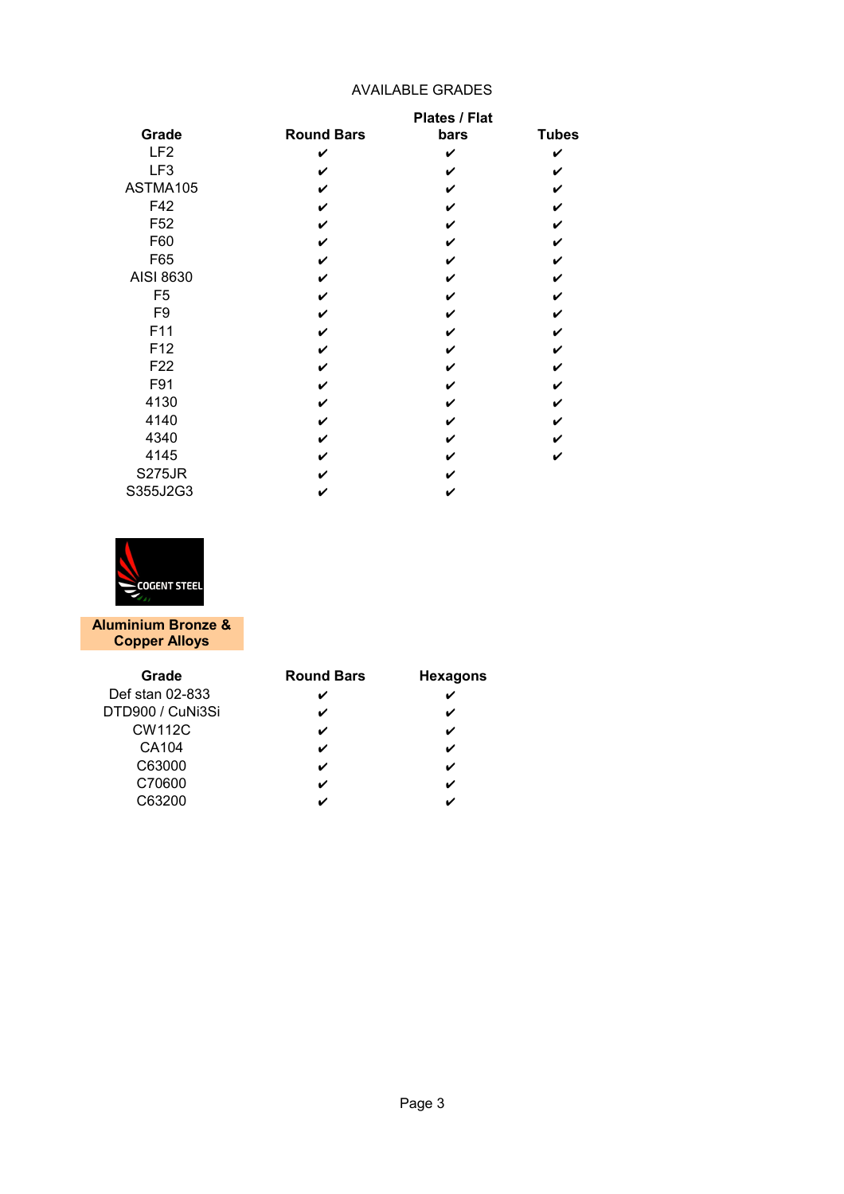AVAILABLE GRADES

| Grade | Round Bars | Plates / Flat bars | Tubes |
|---|---|---|---|
| LF2 | ✔ | ✔ | ✔ |
| LF3 | ✔ | ✔ | ✔ |
| ASTMA105 | ✔ | ✔ | ✔ |
| F42 | ✔ | ✔ | ✔ |
| F52 | ✔ | ✔ | ✔ |
| F60 | ✔ | ✔ | ✔ |
| F65 | ✔ | ✔ | ✔ |
| AISI 8630 | ✔ | ✔ | ✔ |
| F5 | ✔ | ✔ | ✔ |
| F9 | ✔ | ✔ | ✔ |
| F11 | ✔ | ✔ | ✔ |
| F12 | ✔ | ✔ | ✔ |
| F22 | ✔ | ✔ | ✔ |
| F91 | ✔ | ✔ | ✔ |
| 4130 | ✔ | ✔ | ✔ |
| 4140 | ✔ | ✔ | ✔ |
| 4340 | ✔ | ✔ | ✔ |
| 4145 | ✔ | ✔ | ✔ |
| S275JR | ✔ | ✔ | |
| S355J2G3 | ✔ | ✔ | |

COGENT STEEL

**Aluminium Bronze & Copper Alloys**

| Grade | Round Bars | Hexagons |
|---|---|---|
| Def stan 02-833 | ✔ | ✔ |
| DTD900 / CuNi3Si | ✔ | ✔ |
| CW112C | ✔ | ✔ |
| CA104 | ✔ | ✔ |
| C63000 | ✔ | ✔ |
| C70600 | ✔ | ✔ |
| C63200 | ✔ | ✔ |